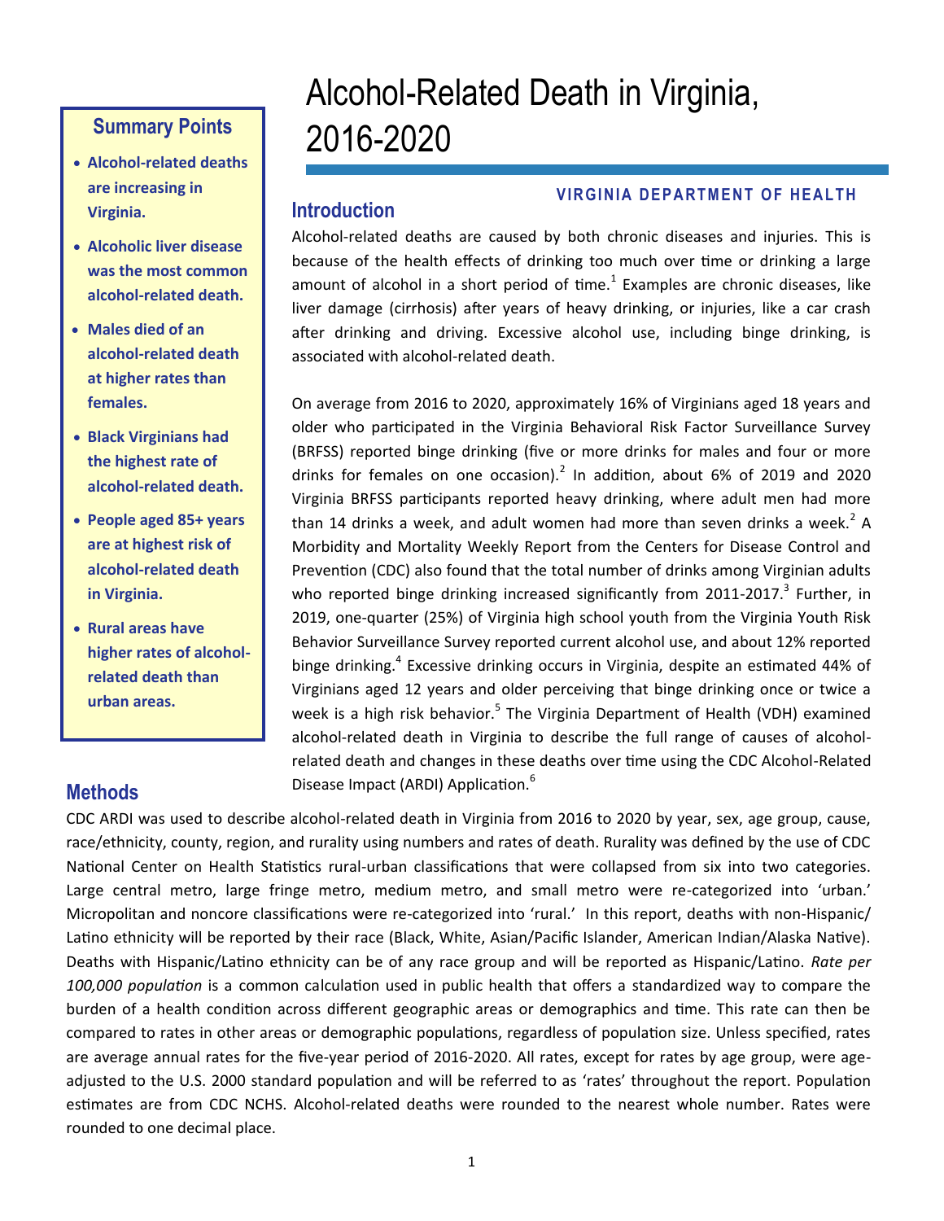# Alcohol-Related Death in Virginia, 2016-2020

**VIRGINIA DEPARTMENT OF HEALTH**

## Summary Points

- **Alcohol-related deaths are increasing in Virginia.**
- **Alcoholic liver disease was the most common alcohol-related death.**
- **Males died of an alcohol-related death at higher rates than females.**
- **Black Virginians had the highest rate of alcohol-related death.**
- **People aged 85+ years are at highest risk of alcohol-related death in Virginia.**
- **Rural areas have higher rates of alcohol-related death than urban areas.**

## Introduction

Alcohol-related deaths are caused by both chronic diseases and injuries. This is because of the health effects of drinking too much over time or drinking a large amount of alcohol in a short period of time.[1] Examples are chronic diseases, like liver damage (cirrhosis) after years of heavy drinking, or injuries, like a car crash after drinking and driving. Excessive alcohol use, including binge drinking, is associated with alcohol-related death.

On average from 2016 to 2020, approximately 16% of Virginians aged 18 years and older who participated in the Virginia Behavioral Risk Factor Surveillance Survey (BRFSS) reported binge drinking (five or more drinks for males and four or more drinks for females on one occasion).[2] In addition, about 6% of 2019 and 2020 Virginia BRFSS participants reported heavy drinking, where adult men had more than 14 drinks a week, and adult women had more than seven drinks a week.[2] A Morbidity and Mortality Weekly Report from the Centers for Disease Control and Prevention (CDC) also found that the total number of drinks among Virginian adults who reported binge drinking increased significantly from 2011-2017.[3] Further, in 2019, one-quarter (25%) of Virginia high school youth from the Virginia Youth Risk Behavior Surveillance Survey reported current alcohol use, and about 12% reported binge drinking.[4] Excessive drinking occurs in Virginia, despite an estimated 44% of Virginians aged 12 years and older perceiving that binge drinking once or twice a week is a high risk behavior.[5] The Virginia Department of Health (VDH) examined alcohol-related death in Virginia to describe the full range of causes of alcohol-related death and changes in these deaths over time using the CDC Alcohol-Related Disease Impact (ARDI) Application.[6]

## Methods

CDC ARDI was used to describe alcohol-related death in Virginia from 2016 to 2020 by year, sex, age group, cause, race/ethnicity, county, region, and rurality using numbers and rates of death. Rurality was defined by the use of CDC National Center on Health Statistics rural-urban classifications that were collapsed from six into two categories. Large central metro, large fringe metro, medium metro, and small metro were re-categorized into 'urban.' Micropolitan and noncore classifications were re-categorized into 'rural.' In this report, deaths with non-Hispanic/Latino ethnicity will be reported by their race (Black, White, Asian/Pacific Islander, American Indian/Alaska Native). Deaths with Hispanic/Latino ethnicity can be of any race group and will be reported as Hispanic/Latino. *Rate per 100,000 population* is a common calculation used in public health that offers a standardized way to compare the burden of a health condition across different geographic areas or demographics and time. This rate can then be compared to rates in other areas or demographic populations, regardless of population size. Unless specified, rates are average annual rates for the five-year period of 2016-2020. All rates, except for rates by age group, were age-adjusted to the U.S. 2000 standard population and will be referred to as 'rates' throughout the report. Population estimates are from CDC NCHS. Alcohol-related deaths were rounded to the nearest whole number. Rates were rounded to one decimal place.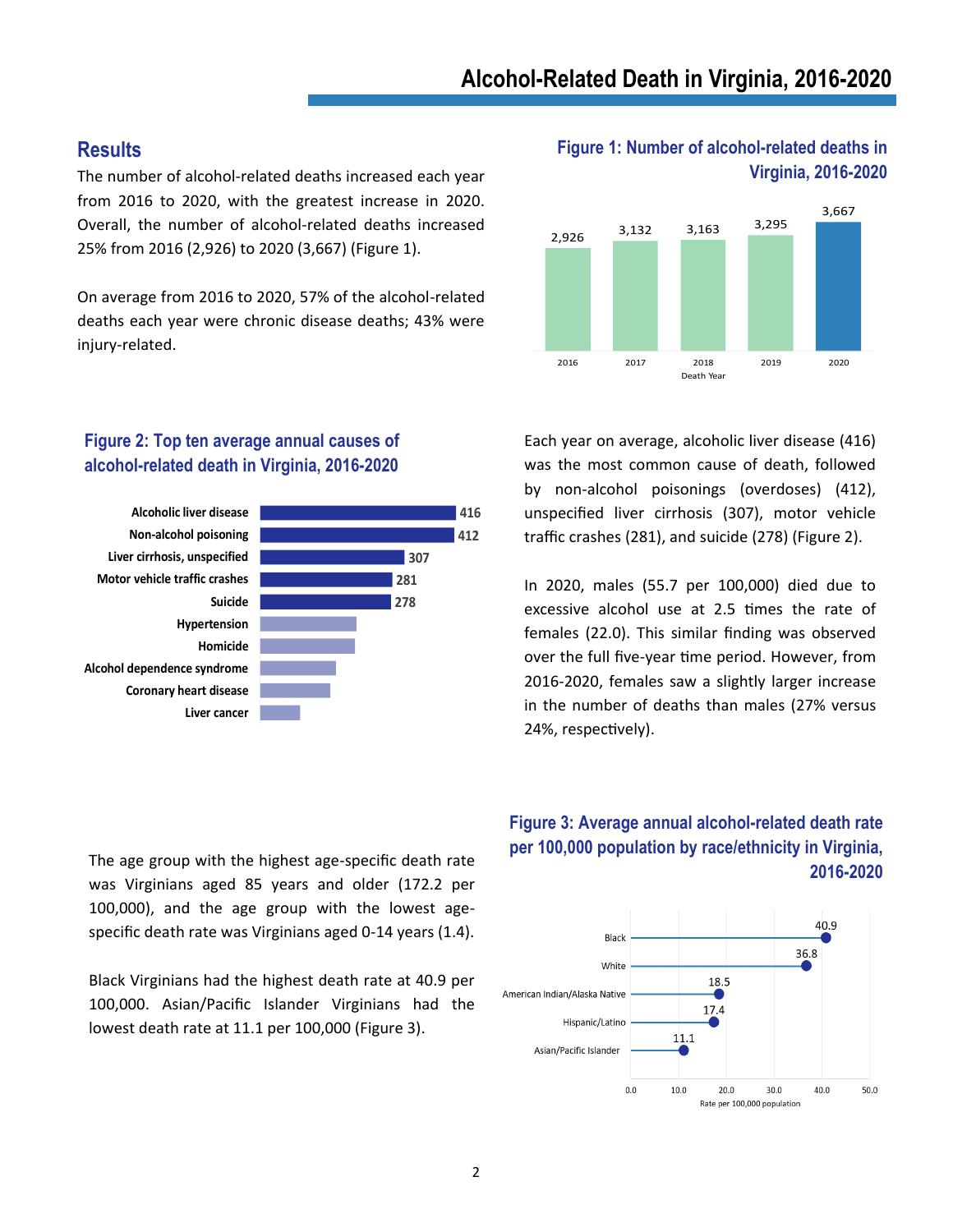# Alcohol-Related Death in Virginia, 2016-2020

## Results

The number of alcohol-related deaths increased each year from 2016 to 2020, with the greatest increase in 2020. Overall, the number of alcohol-related deaths increased 25% from 2016 (2,926) to 2020 (3,667) (Figure 1).

On average from 2016 to 2020, 57% of the alcohol-related deaths each year were chronic disease deaths; 43% were injury-related.

### Figure 1: Number of alcohol-related deaths in Virginia, 2016-2020

| Death Year | Number of deaths |
|---|---|
| 2016 | 2,926 |
| 2017 | 3,132 |
| 2018 | 3,163 |
| 2019 | 3,295 |
| 2020 | 3,667 |

### Figure 2: Top ten average annual causes of alcohol-related death in Virginia, 2016-2020

| Cause | Average annual deaths |
|---|---|
| Alcoholic liver disease | 416 |
| Non-alcohol poisoning | 412 |
| Liver cirrhosis, unspecified | 307 |
| Motor vehicle traffic crashes | 281 |
| Suicide | 278 |
| Hypertension | |
| Homicide | |
| Alcohol dependence syndrome | |
| Coronary heart disease | |
| Liver cancer | |

Each year on average, alcoholic liver disease (416) was the most common cause of death, followed by non-alcohol poisonings (overdoses) (412), unspecified liver cirrhosis (307), motor vehicle traffic crashes (281), and suicide (278) (Figure 2).

In 2020, males (55.7 per 100,000) died due to excessive alcohol use at 2.5 times the rate of females (22.0). This similar finding was observed over the full five-year time period. However, from 2016-2020, females saw a slightly larger increase in the number of deaths than males (27% versus 24%, respectively).

The age group with the highest age-specific death rate was Virginians aged 85 years and older (172.2 per 100,000), and the age group with the lowest age-specific death rate was Virginians aged 0-14 years (1.4).

Black Virginians had the highest death rate at 40.9 per 100,000. Asian/Pacific Islander Virginians had the lowest death rate at 11.1 per 100,000 (Figure 3).

### Figure 3: Average annual alcohol-related death rate per 100,000 population by race/ethnicity in Virginia, 2016-2020

| Race/Ethnicity | Rate per 100,000 population |
|---|---|
| Black | 40.9 |
| White | 36.8 |
| American Indian/Alaska Native | 18.5 |
| Hispanic/Latino | 17.4 |
| Asian/Pacific Islander | 11.1 |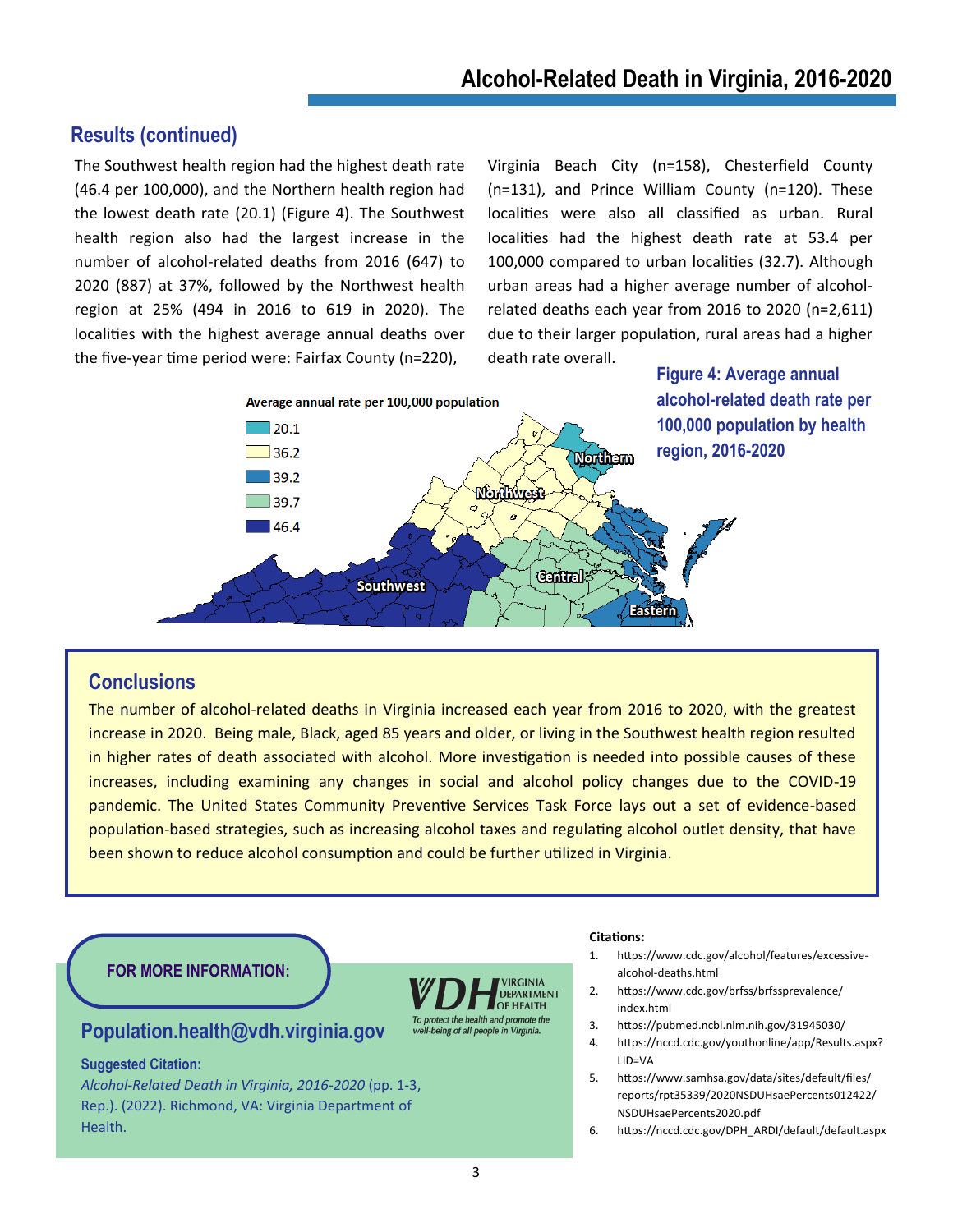## Results (continued)

The Southwest health region had the highest death rate (46.4 per 100,000), and the Northern health region had the lowest death rate (20.1) (Figure 4). The Southwest health region also had the largest increase in the number of alcohol-related deaths from 2016 (647) to 2020 (887) at 37%, followed by the Northwest health region at 25% (494 in 2016 to 619 in 2020). The localities with the highest average annual deaths over the five-year time period were: Fairfax County (n=220), Virginia Beach City (n=158), Chesterfield County (n=131), and Prince William County (n=120). These localities were also all classified as urban. Rural localities had the highest death rate at 53.4 per 100,000 compared to urban localities (32.7). Although urban areas had a higher average number of alcohol-related deaths each year from 2016 to 2020 (n=2,611) due to their larger population, rural areas had a higher death rate overall.

Average annual rate per 100,000 population

20.1

36.2

39.2

39.7

46.4

Northern

Northwest

Central

Southwest

Eastern

**Figure 4: Average annual alcohol-related death rate per 100,000 population by health region, 2016-2020**

## Conclusions

The number of alcohol-related deaths in Virginia increased each year from 2016 to 2020, with the greatest increase in 2020. Being male, Black, aged 85 years and older, or living in the Southwest health region resulted in higher rates of death associated with alcohol. More investigation is needed into possible causes of these increases, including examining any changes in social and alcohol policy changes due to the COVID-19 pandemic. The United States Community Preventive Services Task Force lays out a set of evidence-based population-based strategies, such as increasing alcohol taxes and regulating alcohol outlet density, that have been shown to reduce alcohol consumption and could be further utilized in Virginia.

**FOR MORE INFORMATION:**

**Population.health@vdh.virginia.gov**

VDH VIRGINIA DEPARTMENT OF HEALTH

*To protect the health and promote the well-being of all people in Virginia.*

**Suggested Citation:**

*Alcohol-Related Death in Virginia, 2016-2020* (pp. 1-3, Rep.). (2022). Richmond, VA: Virginia Department of Health.

**Citations:**

1. https://www.cdc.gov/alcohol/features/excessive-alcohol-deaths.html
2. https://www.cdc.gov/brfss/brfssprevalence/index.html
3. https://pubmed.ncbi.nlm.nih.gov/31945030/
4. https://nccd.cdc.gov/youthonline/app/Results.aspx?LID=VA
5. https://www.samhsa.gov/data/sites/default/files/reports/rpt35339/2020NSDUHsaePercents012422/NSDUHsaePercents2020.pdf
6. https://nccd.cdc.gov/DPH_ARDI/default/default.aspx